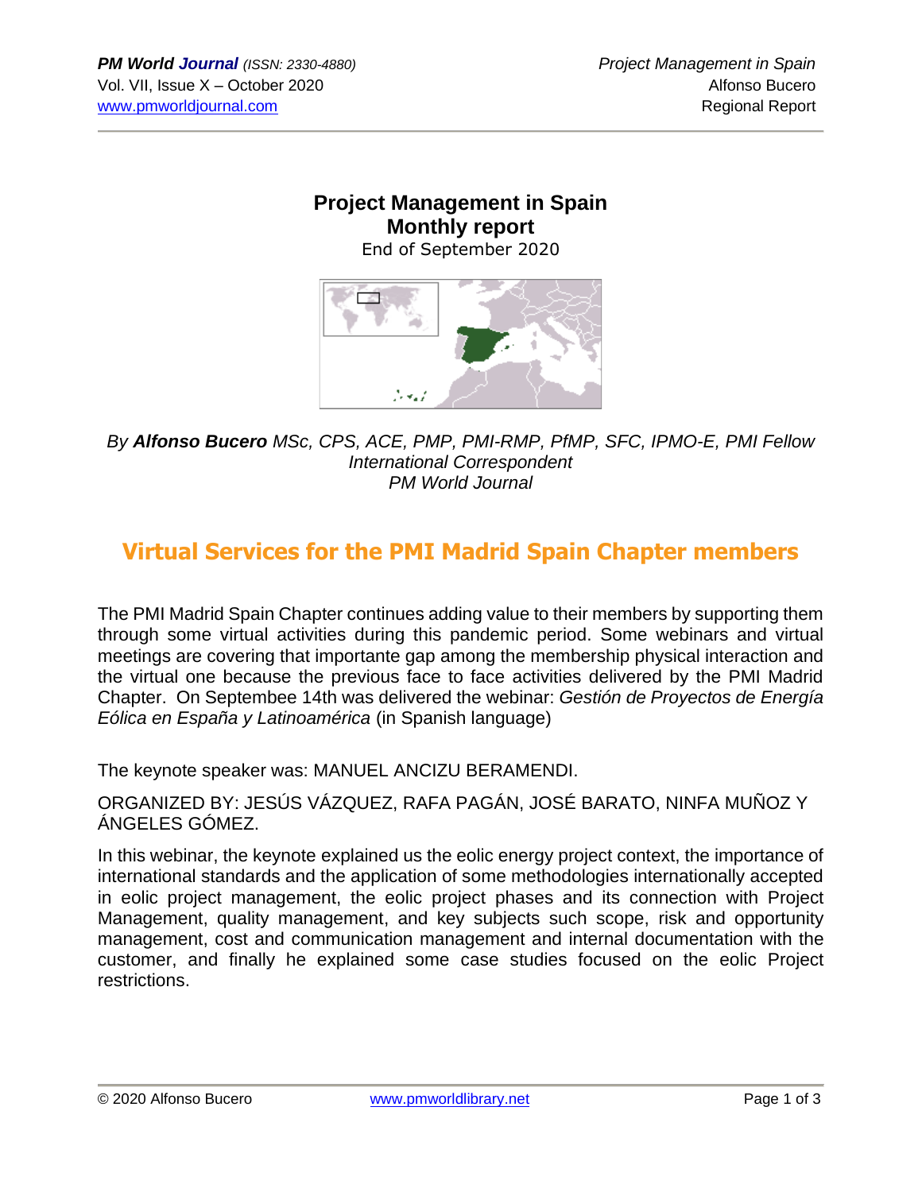# Project Management in Spain
## Monthly report
End of September 2020

*By* ***Alfonso Bucero*** *MSc, CPS, ACE, PMP, PMI-RMP, PfMP, SFC, IPMO-E, PMI Fellow*
*International Correspondent*
*PM World Journal*

## Virtual Services for the PMI Madrid Spain Chapter members

The PMI Madrid Spain Chapter continues adding value to their members by supporting them through some virtual activities during this pandemic period. Some webinars and virtual meetings are covering that importante gap among the membership physical interaction and the virtual one because the previous face to face activities delivered by the PMI Madrid Chapter. On Septembee 14th was delivered the webinar: *Gestión de Proyectos de Energía Eólica en España y Latinoamérica* (in Spanish language)

The keynote speaker was: MANUEL ANCIZU BERAMENDI.

ORGANIZED BY: JESÚS VÁZQUEZ, RAFA PAGÁN, JOSÉ BARATO, NINFA MUÑOZ Y ÁNGELES GÓMEZ.

In this webinar, the keynote explained us the eolic energy project context, the importance of international standards and the application of some methodologies internationally accepted in eolic project management, the eolic project phases and its connection with Project Management, quality management, and key subjects such scope, risk and opportunity management, cost and communication management and internal documentation with the customer, and finally he explained some case studies focused on the eolic Project restrictions.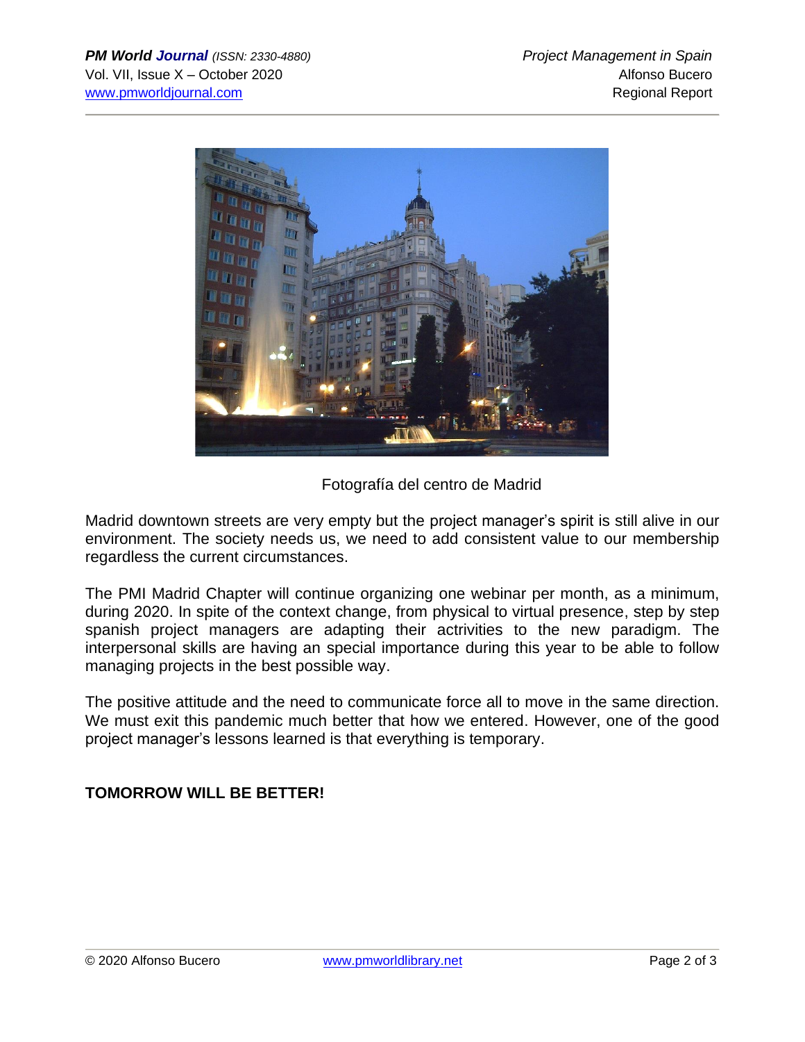Fotografía del centro de Madrid

Madrid downtown streets are very empty but the project manager's spirit is still alive in our environment. The society needs us, we need to add consistent value to our membership regardless the current circumstances.

The PMI Madrid Chapter will continue organizing one webinar per month, as a minimum, during 2020. In spite of the context change, from physical to virtual presence, step by step spanish project managers are adapting their actrivities to the new paradigm. The interpersonal skills are having an special importance during this year to be able to follow managing projects in the best possible way.

The positive attitude and the need to communicate force all to move in the same direction. We must exit this pandemic much better that how we entered. However, one of the good project manager's lessons learned is that everything is temporary.

**TOMORROW WILL BE BETTER!**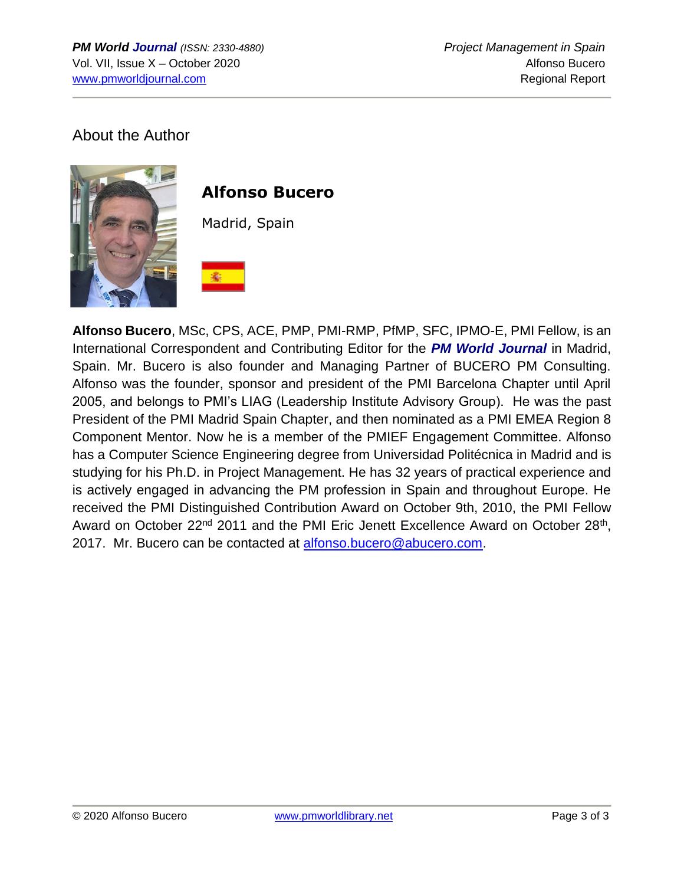## About the Author

### Alfonso Bucero

Madrid, Spain

**Alfonso Bucero**, MSc, CPS, ACE, PMP, PMI-RMP, PfMP, SFC, IPMO-E, PMI Fellow, is an International Correspondent and Contributing Editor for the ***PM World Journal*** in Madrid, Spain. Mr. Bucero is also founder and Managing Partner of BUCERO PM Consulting. Alfonso was the founder, sponsor and president of the PMI Barcelona Chapter until April 2005, and belongs to PMI's LIAG (Leadership Institute Advisory Group). He was the past President of the PMI Madrid Spain Chapter, and then nominated as a PMI EMEA Region 8 Component Mentor. Now he is a member of the PMIEF Engagement Committee. Alfonso has a Computer Science Engineering degree from Universidad Politécnica in Madrid and is studying for his Ph.D. in Project Management. He has 32 years of practical experience and is actively engaged in advancing the PM profession in Spain and throughout Europe. He received the PMI Distinguished Contribution Award on October 9th, 2010, the PMI Fellow Award on October 22nd 2011 and the PMI Eric Jenett Excellence Award on October 28th, 2017. Mr. Bucero can be contacted at [alfonso.bucero@abucero.com](mailto:alfonso.bucero@abucero.com).